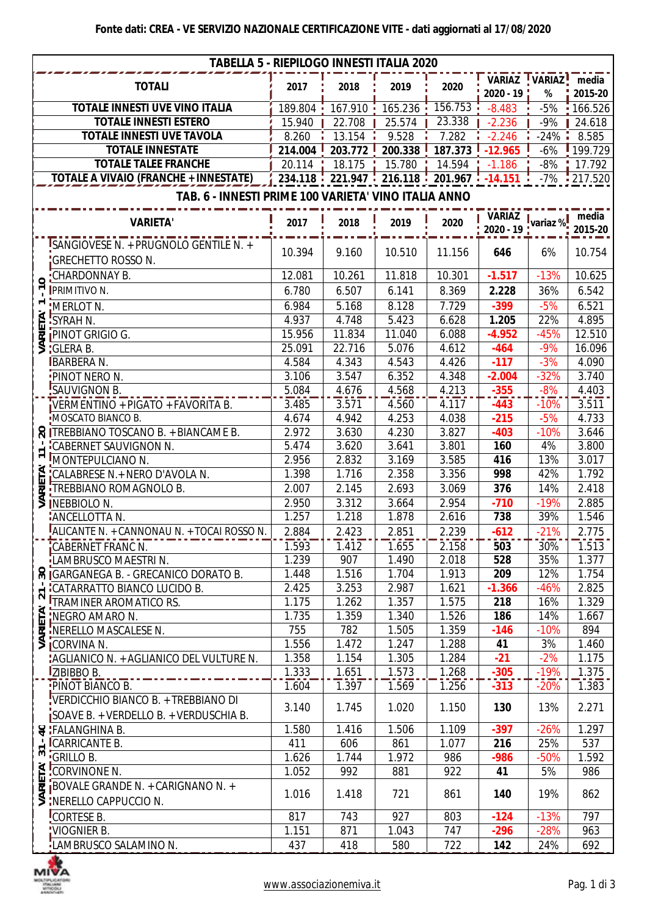**Fonte dati: CREA - VE SERVIZIO NAZIONALE CERTIFICAZIONE VITE - dati aggiornati al 17/08/2020**

## TABELLA 5 - RIEPILOGO INNESTI ITALIA 2020

| TOTALI | 2017 | 2018 | 2019 | 2020 | VARIAZ 2020 - 19 | VARIAZ % | media 2015-20 |
|---|---|---|---|---|---|---|---|
| TOTALE INNESTI UVE VINO ITALIA | 189.804 | 167.910 | 165.236 | 156.753 | -8.483 | -5% | 166.526 |
| TOTALE INNESTI ESTERO | 15.940 | 22.708 | 25.574 | 23.338 | -2.236 | -9% | 24.618 |
| TOTALE INNESTI UVE TAVOLA | 8.260 | 13.154 | 9.528 | 7.282 | -2.246 | -24% | 8.585 |
| TOTALE INNESTATE | 214.004 | 203.772 | 200.338 | 187.373 | -12.965 | -6% | 199.729 |
| TOTALE TALEE FRANCHE | 20.114 | 18.175 | 15.780 | 14.594 | -1.186 | -8% | 17.792 |
| TOTALE A VIVAIO (FRANCHE + INNESTATE) | 234.118 | 221.947 | 216.118 | 201.967 | -14.151 | -7% | 217.520 |

## TAB. 6 - INNESTI PRIME 100 VARIETA' VINO ITALIA ANNO

| | VARIETA' | 2017 | 2018 | 2019 | 2020 | VARIAZ 2020 - 19 | variaz % | media 2015-20 |
|---|---|---|---|---|---|---|---|---|
| VARIETA' 1 - 10 | SANGIOVESE N. + PRUGNOLO GENTILE N. + GRECHETTO ROSSO N. | 10.394 | 9.160 | 10.510 | 11.156 | 646 | 6% | 10.754 |
| | CHARDONNAY B. | 12.081 | 10.261 | 11.818 | 10.301 | -1.517 | -13% | 10.625 |
| | PRIMITIVO N. | 6.780 | 6.507 | 6.141 | 8.369 | 2.228 | 36% | 6.542 |
| | MERLOT N. | 6.984 | 5.168 | 8.128 | 7.729 | -399 | -5% | 6.521 |
| | SYRAH N. | 4.937 | 4.748 | 5.423 | 6.628 | 1.205 | 22% | 4.895 |
| | PINOT GRIGIO G. | 15.956 | 11.834 | 11.040 | 6.088 | -4.952 | -45% | 12.510 |
| | GLERA B. | 25.091 | 22.716 | 5.076 | 4.612 | -464 | -9% | 16.096 |
| | BARBERA N. | 4.584 | 4.343 | 4.543 | 4.426 | -117 | -3% | 4.090 |
| | PINOT NERO N. | 3.106 | 3.547 | 6.352 | 4.348 | -2.004 | -32% | 3.740 |
| | SAUVIGNON B. | 5.084 | 4.676 | 4.568 | 4.213 | -355 | -8% | 4.403 |
| VARIETA' 11 - 20 | VERMENTINO + PIGATO + FAVORITA B. | 3.485 | 3.571 | 4.560 | 4.117 | -443 | -10% | 3.511 |
| | MOSCATO BIANCO B. | 4.674 | 4.942 | 4.253 | 4.038 | -215 | -5% | 4.733 |
| | TREBBIANO TOSCANO B. + BIANCAME B. | 2.972 | 3.630 | 4.230 | 3.827 | -403 | -10% | 3.646 |
| | CABERNET SAUVIGNON N. | 5.474 | 3.620 | 3.641 | 3.801 | 160 | 4% | 3.800 |
| | MONTEPULCIANO N. | 2.956 | 2.832 | 3.169 | 3.585 | 416 | 13% | 3.017 |
| | CALABRESE N.+ NERO D'AVOLA N. | 1.398 | 1.716 | 2.358 | 3.356 | 998 | 42% | 1.792 |
| | TREBBIANO ROMAGNOLO B. | 2.007 | 2.145 | 2.693 | 3.069 | 376 | 14% | 2.418 |
| | NEBBIOLO N. | 2.950 | 3.312 | 3.664 | 2.954 | -710 | -19% | 2.885 |
| | ANCELLOTTA N. | 1.257 | 1.218 | 1.878 | 2.616 | 738 | 39% | 1.546 |
| | ALICANTE N. + CANNONAU N. + TOCAI ROSSO N. | 2.884 | 2.423 | 2.851 | 2.239 | -612 | -21% | 2.775 |
| VARIETA' 21 - 30 | CABERNET FRANC N. | 1.593 | 1.412 | 1.655 | 2.158 | 503 | 30% | 1.513 |
| | LAMBRUSCO MAESTRI N. | 1.239 | 907 | 1.490 | 2.018 | 528 | 35% | 1.377 |
| | GARGANEGA B. - GRECANICO DORATO B. | 1.448 | 1.516 | 1.704 | 1.913 | 209 | 12% | 1.754 |
| | CATARRATTO BIANCO LUCIDO B. | 2.425 | 3.253 | 2.987 | 1.621 | -1.366 | -46% | 2.825 |
| | TRAMINER AROMATICO RS. | 1.175 | 1.262 | 1.357 | 1.575 | 218 | 16% | 1.329 |
| | NEGRO AMARO N. | 1.735 | 1.359 | 1.340 | 1.526 | 186 | 14% | 1.667 |
| | NERELLO MASCALESE N. | 755 | 782 | 1.505 | 1.359 | -146 | -10% | 894 |
| | CORVINA N. | 1.556 | 1.472 | 1.247 | 1.288 | 41 | 3% | 1.460 |
| | AGLIANICO N. + AGLIANICO DEL VULTURE N. | 1.358 | 1.154 | 1.305 | 1.284 | -21 | -2% | 1.175 |
| | ZIBIBBO B. | 1.333 | 1.651 | 1.573 | 1.268 | -305 | -19% | 1.375 |
| VARIETA' 31 - 40 | PINOT BIANCO B. | 1.604 | 1.397 | 1.569 | 1.256 | -313 | -20% | 1.383 |
| | VERDICCHIO BIANCO B. + TREBBIANO DI SOAVE B. + VERDELLO B. + VERDUSCHIA B. | 3.140 | 1.745 | 1.020 | 1.150 | 130 | 13% | 2.271 |
| | FALANGHINA B. | 1.580 | 1.416 | 1.506 | 1.109 | -397 | -26% | 1.297 |
| | CARRICANTE B. | 411 | 606 | 861 | 1.077 | 216 | 25% | 537 |
| | GRILLO B. | 1.626 | 1.744 | 1.972 | 986 | -986 | -50% | 1.592 |
| | CORVINONE N. | 1.052 | 992 | 881 | 922 | 41 | 5% | 986 |
| | BOVALE GRANDE N. + CARIGNANO N. + NERELLO CAPPUCCIO N. | 1.016 | 1.418 | 721 | 861 | 140 | 19% | 862 |
| | CORTESE B. | 817 | 743 | 927 | 803 | -124 | -13% | 797 |
| | VIOGNIER B. | 1.151 | 871 | 1.043 | 747 | -296 | -28% | 963 |
| | LAMBRUSCO SALAMINO N. | 437 | 418 | 580 | 722 | 142 | 24% | 692 |

www.associazionemiva.it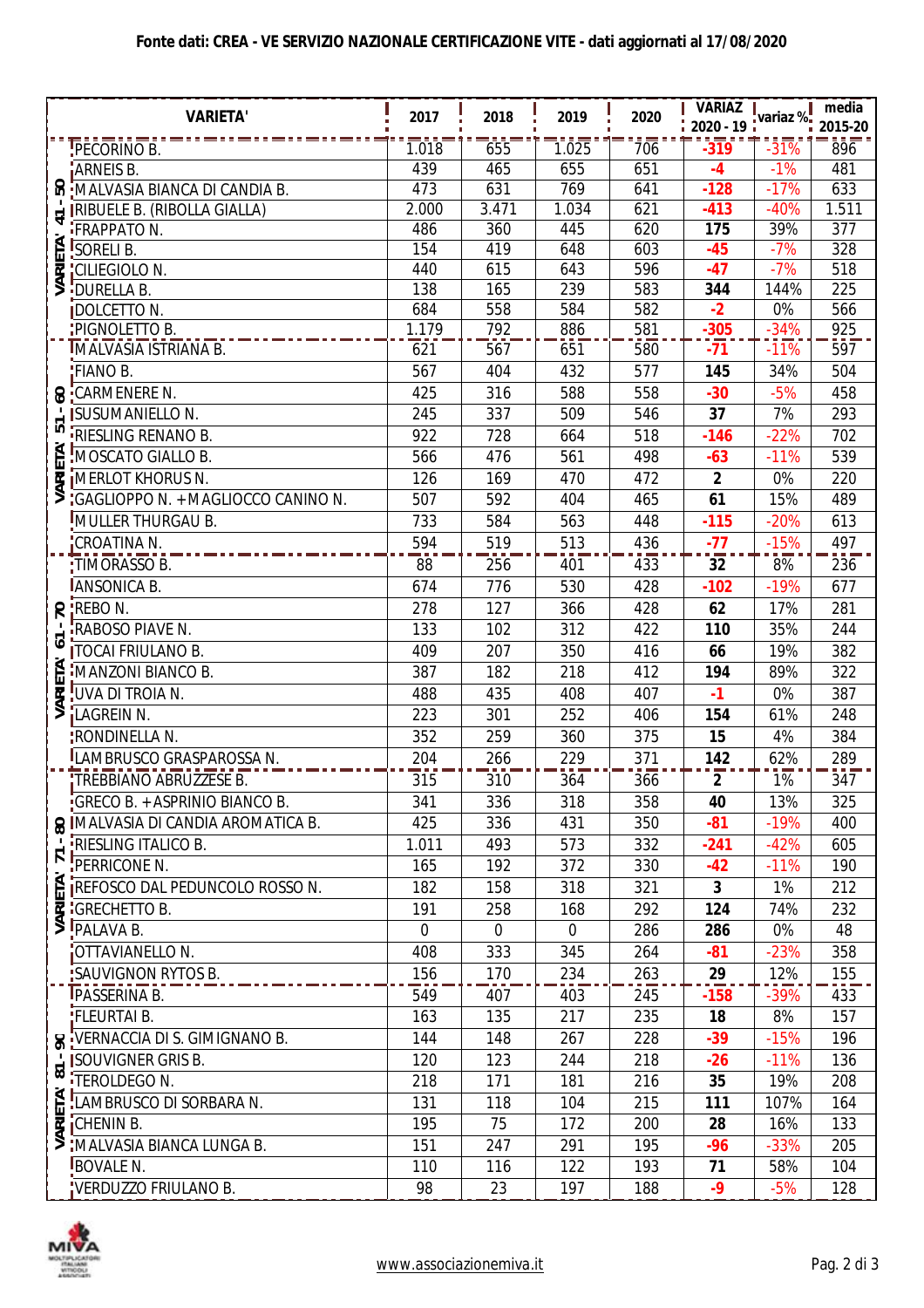**Fonte dati: CREA - VE SERVIZIO NAZIONALE CERTIFICAZIONE VITE - dati aggiornati al 17/08/2020**

| | VARIETA' | 2017 | 2018 | 2019 | 2020 | VARIAZ 2020 - 19 | variaz % | media 2015-20 |
|---|---|---|---|---|---|---|---|---|
| VARIETA' 41 - 50 | PECORINO B. | 1.018 | 655 | 1.025 | 706 | **-319** | -31% | 896 |
| | ARNEIS B. | 439 | 465 | 655 | 651 | **-4** | -1% | 481 |
| | MALVASIA BIANCA DI CANDIA B. | 473 | 631 | 769 | 641 | **-128** | -17% | 633 |
| | RIBUELE B. (RIBOLLA GIALLA) | 2.000 | 3.471 | 1.034 | 621 | **-413** | -40% | 1.511 |
| | FRAPPATO N. | 486 | 360 | 445 | 620 | **175** | 39% | 377 |
| | SORELI B. | 154 | 419 | 648 | 603 | **-45** | -7% | 328 |
| | CILIEGIOLO N. | 440 | 615 | 643 | 596 | **-47** | -7% | 518 |
| | DURELLA B. | 138 | 165 | 239 | 583 | **344** | 144% | 225 |
| | DOLCETTO N. | 684 | 558 | 584 | 582 | **-2** | 0% | 566 |
| | PIGNOLETTO B. | 1.179 | 792 | 886 | 581 | **-305** | -34% | 925 |
| VARIETA' 51 - 60 | MALVASIA ISTRIANA B. | 621 | 567 | 651 | 580 | **-71** | -11% | 597 |
| | FIANO B. | 567 | 404 | 432 | 577 | **145** | 34% | 504 |
| | CARMENERE N. | 425 | 316 | 588 | 558 | **-30** | -5% | 458 |
| | SUSUMANIELLO N. | 245 | 337 | 509 | 546 | **37** | 7% | 293 |
| | RIESLING RENANO B. | 922 | 728 | 664 | 518 | **-146** | -22% | 702 |
| | MOSCATO GIALLO B. | 566 | 476 | 561 | 498 | **-63** | -11% | 539 |
| | MERLOT KHORUS N. | 126 | 169 | 470 | 472 | **2** | 0% | 220 |
| | GAGLIOPPO N. + MAGLIOCCO CANINO N. | 507 | 592 | 404 | 465 | **61** | 15% | 489 |
| | MULLER THURGAU B. | 733 | 584 | 563 | 448 | **-115** | -20% | 613 |
| | CROATINA N. | 594 | 519 | 513 | 436 | **-77** | -15% | 497 |
| VARIETA' 61 - 70 | TIMORASSO B. | 88 | 256 | 401 | 433 | **32** | 8% | 236 |
| | ANSONICA B. | 674 | 776 | 530 | 428 | **-102** | -19% | 677 |
| | REBO N. | 278 | 127 | 366 | 428 | **62** | 17% | 281 |
| | RABOSO PIAVE N. | 133 | 102 | 312 | 422 | **110** | 35% | 244 |
| | TOCAI FRIULANO B. | 409 | 207 | 350 | 416 | **66** | 19% | 382 |
| | MANZONI BIANCO B. | 387 | 182 | 218 | 412 | **194** | 89% | 322 |
| | UVA DI TROIA N. | 488 | 435 | 408 | 407 | **-1** | 0% | 387 |
| | LAGREIN N. | 223 | 301 | 252 | 406 | **154** | 61% | 248 |
| | RONDINELLA N. | 352 | 259 | 360 | 375 | **15** | 4% | 384 |
| | LAMBRUSCO GRASPAROSSA N. | 204 | 266 | 229 | 371 | **142** | 62% | 289 |
| VARIETA' 71 - 80 | TREBBIANO ABRUZZESE B. | 315 | 310 | 364 | 366 | **2** | 1% | 347 |
| | GRECO B. + ASPRINIO BIANCO B. | 341 | 336 | 318 | 358 | **40** | 13% | 325 |
| | MALVASIA DI CANDIA AROMATICA B. | 425 | 336 | 431 | 350 | **-81** | -19% | 400 |
| | RIESLING ITALICO B. | 1.011 | 493 | 573 | 332 | **-241** | -42% | 605 |
| | PERRICONE N. | 165 | 192 | 372 | 330 | **-42** | -11% | 190 |
| | REFOSCO DAL PEDUNCOLO ROSSO N. | 182 | 158 | 318 | 321 | **3** | 1% | 212 |
| | GRECHETTO B. | 191 | 258 | 168 | 292 | **124** | 74% | 232 |
| | PALAVA B. | 0 | 0 | 0 | 286 | **286** | 0% | 48 |
| | OTTAVIANELLO N. | 408 | 333 | 345 | 264 | **-81** | -23% | 358 |
| | SAUVIGNON RYTOS B. | 156 | 170 | 234 | 263 | **29** | 12% | 155 |
| VARIETA' 81 - 90 | PASSERINA B. | 549 | 407 | 403 | 245 | **-158** | -39% | 433 |
| | FLEURTAI B. | 163 | 135 | 217 | 235 | **18** | 8% | 157 |
| | VERNACCIA DI S. GIMIGNANO B. | 144 | 148 | 267 | 228 | **-39** | -15% | 196 |
| | SOUVIGNER GRIS B. | 120 | 123 | 244 | 218 | **-26** | -11% | 136 |
| | TEROLDEGO N. | 218 | 171 | 181 | 216 | **35** | 19% | 208 |
| | LAMBRUSCO DI SORBARA N. | 131 | 118 | 104 | 215 | **111** | 107% | 164 |
| | CHENIN B. | 195 | 75 | 172 | 200 | **28** | 16% | 133 |
| | MALVASIA BIANCA LUNGA B. | 151 | 247 | 291 | 195 | **-96** | -33% | 205 |
| | BOVALE N. | 110 | 116 | 122 | 193 | **71** | 58% | 104 |
| | VERDUZZO FRIULANO B. | 98 | 23 | 197 | 188 | **-9** | -5% | 128 |

www.associazionemiva.it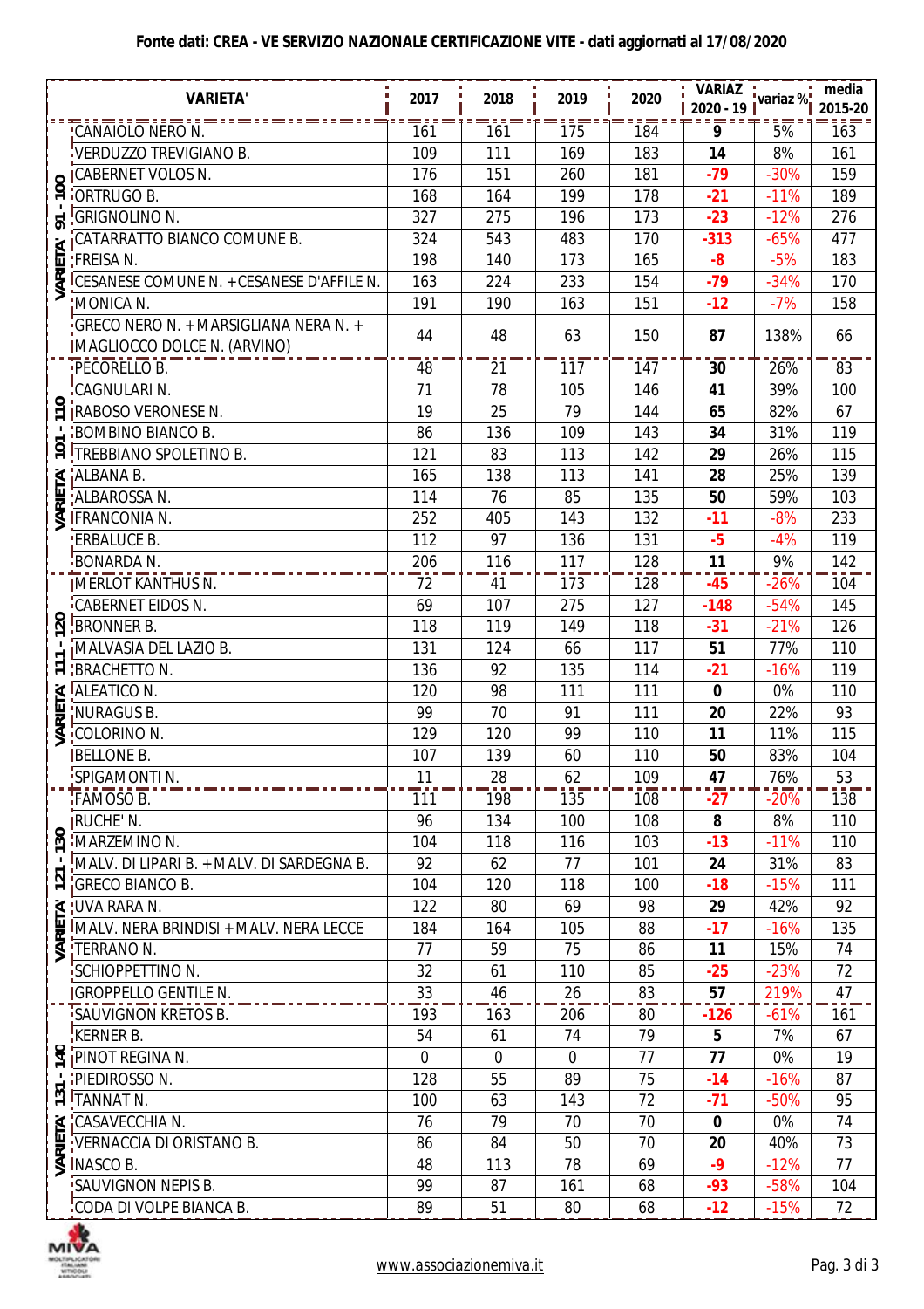**Fonte dati: CREA - VE SERVIZIO NAZIONALE CERTIFICAZIONE VITE - dati aggiornati al 17/08/2020**

| | VARIETA' | 2017 | 2018 | 2019 | 2020 | VARIAZ 2020 - 19 | variaz % | media 2015-20 |
|---|---|---|---|---|---|---|---|---|
| VARIETA' 91 - 100 | CANAIOLO NERO N. | 161 | 161 | 175 | 184 | 9 | 5% | 163 |
| | VERDUZZO TREVIGIANO B. | 109 | 111 | 169 | 183 | 14 | 8% | 161 |
| | CABERNET VOLOS N. | 176 | 151 | 260 | 181 | -79 | -30% | 159 |
| | ORTRUGO B. | 168 | 164 | 199 | 178 | -21 | -11% | 189 |
| | GRIGNOLINO N. | 327 | 275 | 196 | 173 | -23 | -12% | 276 |
| | CATARRATTO BIANCO COMUNE B. | 324 | 543 | 483 | 170 | -313 | -65% | 477 |
| | FREISA N. | 198 | 140 | 173 | 165 | -8 | -5% | 183 |
| | CESANESE COMUNE N. + CESANESE D'AFFILE N. | 163 | 224 | 233 | 154 | -79 | -34% | 170 |
| | MONICA N. | 191 | 190 | 163 | 151 | -12 | -7% | 158 |
| | GRECO NERO N. + MARSIGLIANA NERA N. + MAGLIOCCO DOLCE N. (ARVINO) | 44 | 48 | 63 | 150 | 87 | 138% | 66 |
| VARIETA' 101 - 110 | PECORELLO B. | 48 | 21 | 117 | 147 | 30 | 26% | 83 |
| | CAGNULARI N. | 71 | 78 | 105 | 146 | 41 | 39% | 100 |
| | RABOSO VERONESE N. | 19 | 25 | 79 | 144 | 65 | 82% | 67 |
| | BOMBINO BIANCO B. | 86 | 136 | 109 | 143 | 34 | 31% | 119 |
| | TREBBIANO SPOLETINO B. | 121 | 83 | 113 | 142 | 29 | 26% | 115 |
| | ALBANA B. | 165 | 138 | 113 | 141 | 28 | 25% | 139 |
| | ALBAROSSA N. | 114 | 76 | 85 | 135 | 50 | 59% | 103 |
| | FRANCONIA N. | 252 | 405 | 143 | 132 | -11 | -8% | 233 |
| | ERBALUCE B. | 112 | 97 | 136 | 131 | -5 | -4% | 119 |
| | BONARDA N. | 206 | 116 | 117 | 128 | 11 | 9% | 142 |
| VARIETA' 111 - 120 | MERLOT KANTHUS N. | 72 | 41 | 173 | 128 | -45 | -26% | 104 |
| | CABERNET EIDOS N. | 69 | 107 | 275 | 127 | -148 | -54% | 145 |
| | BRONNER B. | 118 | 119 | 149 | 118 | -31 | -21% | 126 |
| | MALVASIA DEL LAZIO B. | 131 | 124 | 66 | 117 | 51 | 77% | 110 |
| | BRACHETTO N. | 136 | 92 | 135 | 114 | -21 | -16% | 119 |
| | ALEATICO N. | 120 | 98 | 111 | 111 | 0 | 0% | 110 |
| | NURAGUS B. | 99 | 70 | 91 | 111 | 20 | 22% | 93 |
| | COLORINO N. | 129 | 120 | 99 | 110 | 11 | 11% | 115 |
| | BELLONE B. | 107 | 139 | 60 | 110 | 50 | 83% | 104 |
| | SPIGAMONTI N. | 11 | 28 | 62 | 109 | 47 | 76% | 53 |
| VARIETA' 121 - 130 | FAMOSO B. | 111 | 198 | 135 | 108 | -27 | -20% | 138 |
| | RUCHE' N. | 96 | 134 | 100 | 108 | 8 | 8% | 110 |
| | MARZEMINO N. | 104 | 118 | 116 | 103 | -13 | -11% | 110 |
| | MALV. DI LIPARI B. + MALV. DI SARDEGNA B. | 92 | 62 | 77 | 101 | 24 | 31% | 83 |
| | GRECO BIANCO B. | 104 | 120 | 118 | 100 | -18 | -15% | 111 |
| | UVA RARA N. | 122 | 80 | 69 | 98 | 29 | 42% | 92 |
| | MALV. NERA BRINDISI + MALV. NERA LECCE | 184 | 164 | 105 | 88 | -17 | -16% | 135 |
| | TERRANO N. | 77 | 59 | 75 | 86 | 11 | 15% | 74 |
| | SCHIOPPETTINO N. | 32 | 61 | 110 | 85 | -25 | -23% | 72 |
| | GROPPELLO GENTILE N. | 33 | 46 | 26 | 83 | 57 | 219% | 47 |
| VARIETA' 131 - 140 | SAUVIGNON KRETOS B. | 193 | 163 | 206 | 80 | -126 | -61% | 161 |
| | KERNER B. | 54 | 61 | 74 | 79 | 5 | 7% | 67 |
| | PINOT REGINA N. | 0 | 0 | 0 | 77 | 77 | 0% | 19 |
| | PIEDIROSSO N. | 128 | 55 | 89 | 75 | -14 | -16% | 87 |
| | TANNAT N. | 100 | 63 | 143 | 72 | -71 | -50% | 95 |
| | CASAVECCHIA N. | 76 | 79 | 70 | 70 | 0 | 0% | 74 |
| | VERNACCIA DI ORISTANO B. | 86 | 84 | 50 | 70 | 20 | 40% | 73 |
| | INASCO B. | 48 | 113 | 78 | 69 | -9 | -12% | 77 |
| | SAUVIGNON NEPIS B. | 99 | 87 | 161 | 68 | -93 | -58% | 104 |
| | CODA DI VOLPE BIANCA B. | 89 | 51 | 80 | 68 | -12 | -15% | 72 |

www.associazionemiva.it